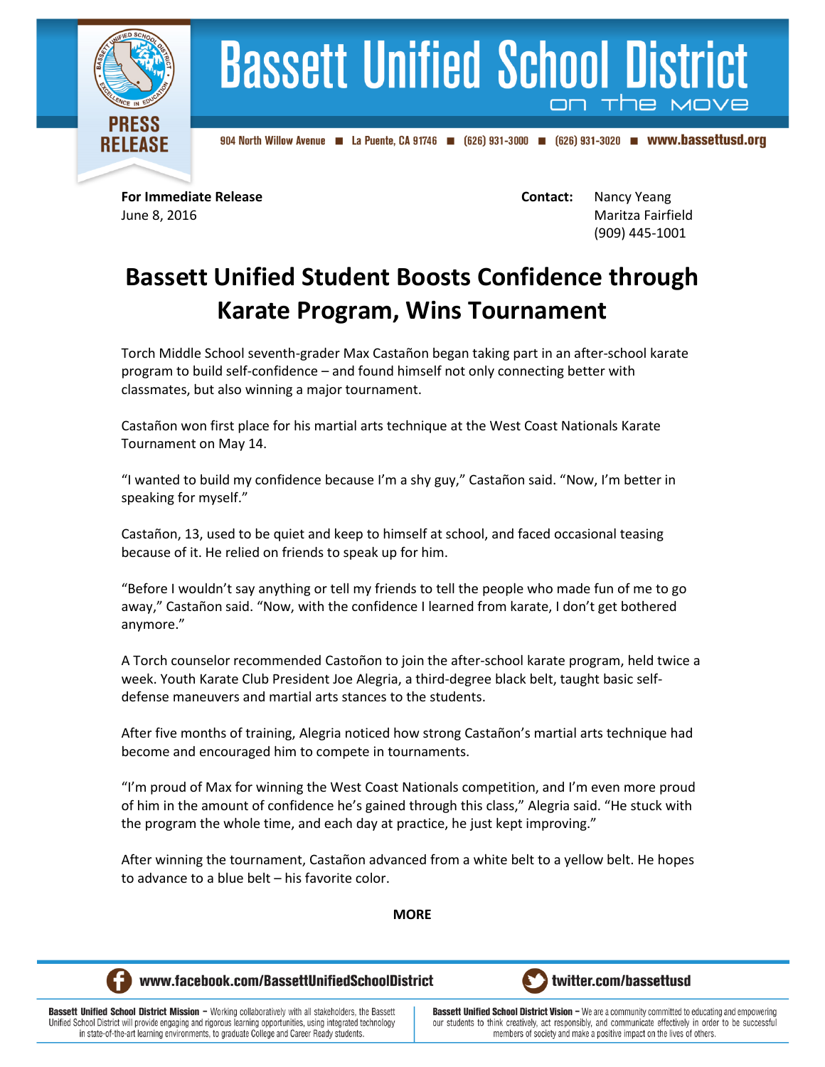# Bassett Unified School District

on the move

904 North Willow Avenue ■ La Puente, CA 91746 ■ (626) 931-3000 ■ (626) 931-3020 ■ www.bassettusd.org

**PRESS RELEASE**

**For Immediate Release**
June 8, 2016

**Contact:** Nancy Yeang
Maritza Fairfield
(909) 445-1001

## Bassett Unified Student Boosts Confidence through Karate Program, Wins Tournament

Torch Middle School seventh-grader Max Castañon began taking part in an after-school karate program to build self-confidence – and found himself not only connecting better with classmates, but also winning a major tournament.

Castañon won first place for his martial arts technique at the West Coast Nationals Karate Tournament on May 14.

"I wanted to build my confidence because I'm a shy guy," Castañon said. "Now, I'm better in speaking for myself."

Castañon, 13, used to be quiet and keep to himself at school, and faced occasional teasing because of it. He relied on friends to speak up for him.

"Before I wouldn't say anything or tell my friends to tell the people who made fun of me to go away," Castañon said. "Now, with the confidence I learned from karate, I don't get bothered anymore."

A Torch counselor recommended Castoñon to join the after-school karate program, held twice a week. Youth Karate Club President Joe Alegria, a third-degree black belt, taught basic self-defense maneuvers and martial arts stances to the students.

After five months of training, Alegria noticed how strong Castañon's martial arts technique had become and encouraged him to compete in tournaments.

"I'm proud of Max for winning the West Coast Nationals competition, and I'm even more proud of him in the amount of confidence he's gained through this class," Alegria said. "He stuck with the program the whole time, and each day at practice, he just kept improving."

After winning the tournament, Castañon advanced from a white belt to a yellow belt. He hopes to advance to a blue belt – his favorite color.

**MORE**

www.facebook.com/BassettUnifiedSchoolDistrict
twitter.com/bassettusd

**Bassett Unified School District Mission –** Working collaboratively with all stakeholders, the Bassett Unified School District will provide engaging and rigorous learning opportunities, using integrated technology in state-of-the-art learning environments, to graduate College and Career Ready students.

**Bassett Unified School District Vision –** We are a community committed to educating and empowering our students to think creatively, act responsibly, and communicate effectively in order to be successful members of society and make a positive impact on the lives of others.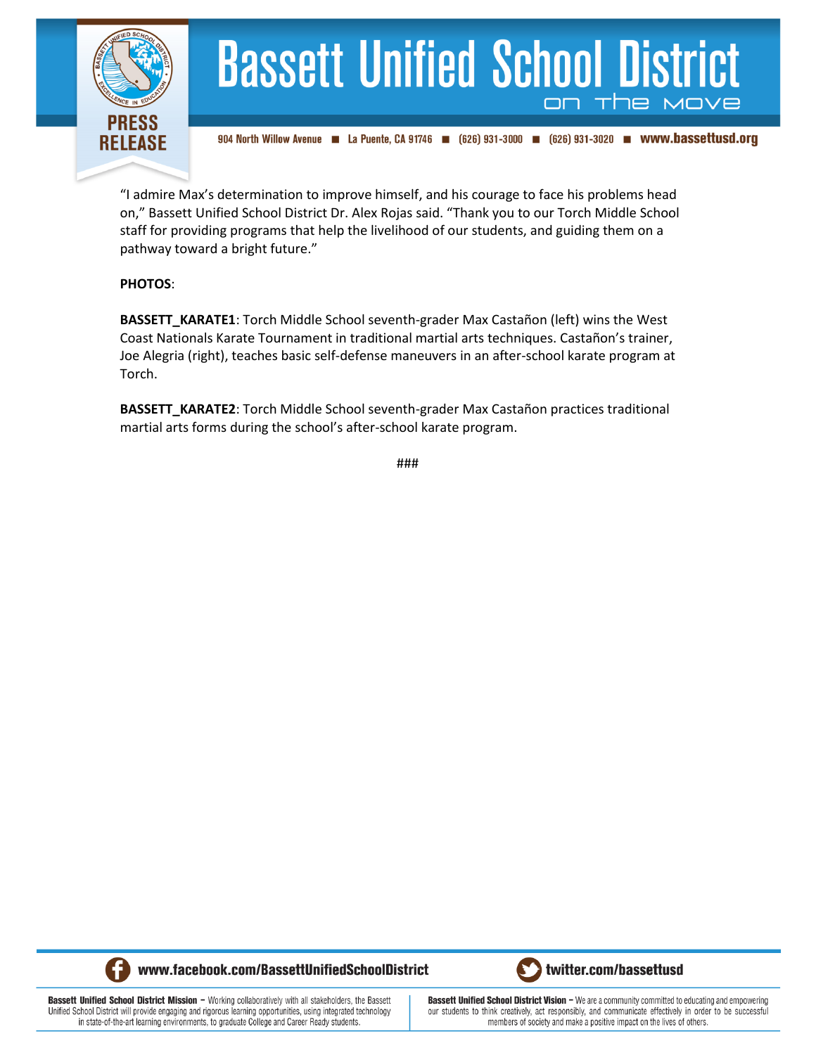"I admire Max's determination to improve himself, and his courage to face his problems head on," Bassett Unified School District Dr. Alex Rojas said. "Thank you to our Torch Middle School staff for providing programs that help the livelihood of our students, and guiding them on a pathway toward a bright future."

**PHOTOS**:

**BASSETT_KARATE1**: Torch Middle School seventh-grader Max Castañon (left) wins the West Coast Nationals Karate Tournament in traditional martial arts techniques. Castañon's trainer, Joe Alegria (right), teaches basic self-defense maneuvers in an after-school karate program at Torch.

**BASSETT_KARATE2**: Torch Middle School seventh-grader Max Castañon practices traditional martial arts forms during the school's after-school karate program.

###